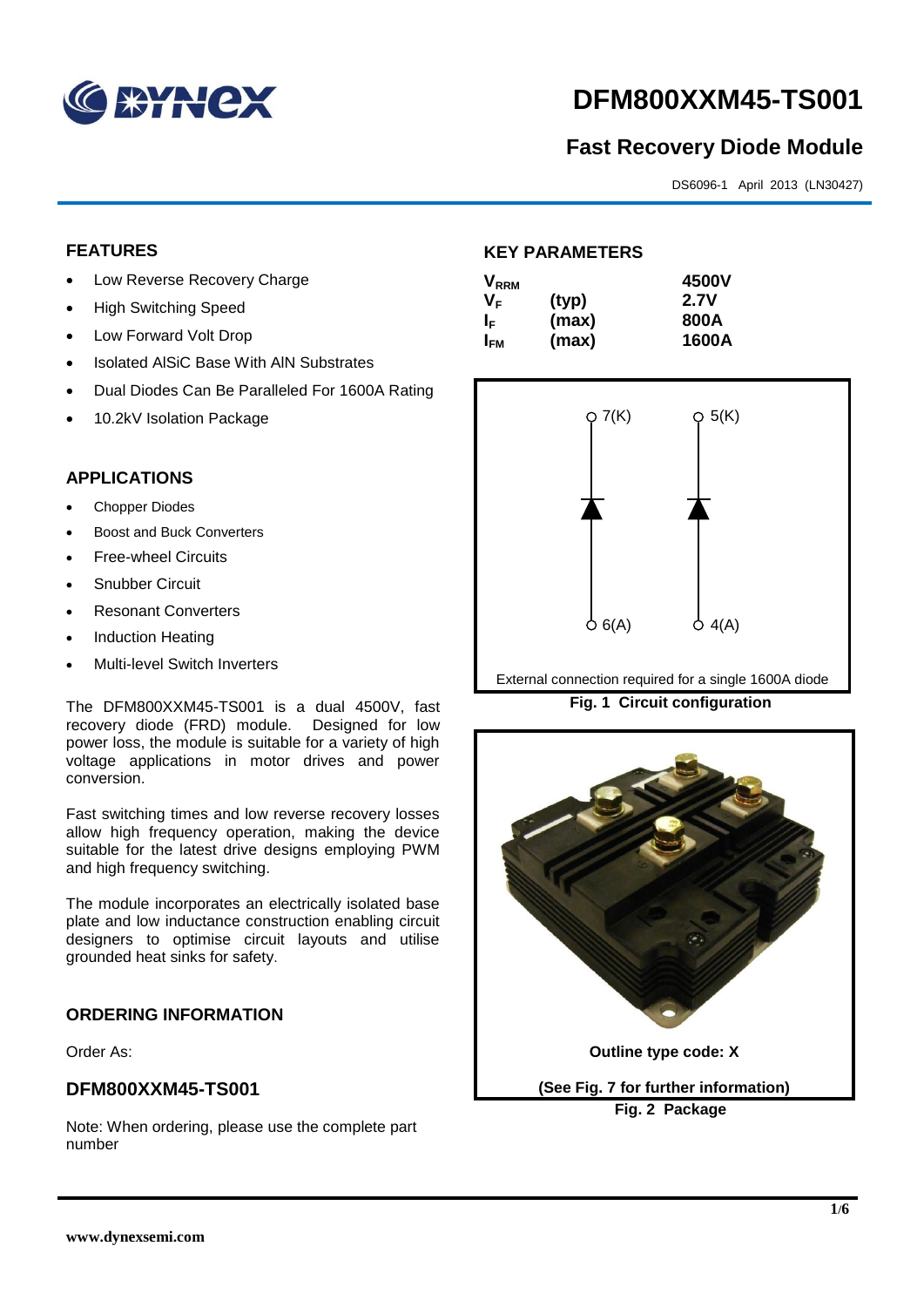# DFM800XXM45-TS001

## Fast Recovery Diode Module

DS6096-1 April 2013 (LN30427)

### FEATURES

- Low Reverse Recovery Charge
- High Switching Speed
- Low Forward Volt Drop
- Isolated AlSiC Base With AlN Substrates
- Dual Diodes Can Be Paralleled For 1600A Rating
- 10.2kV Isolation Package

### APPLICATIONS

- Chopper Diodes
- Boost and Buck Converters
- Free-wheel Circuits
- Snubber Circuit
- Resonant Converters
- Induction Heating
- Multi-level Switch Inverters

The DFM800XXM45-TS001 is a dual 4500V, fast recovery diode (FRD) module. Designed for low power loss, the module is suitable for a variety of high voltage applications in motor drives and power conversion.

Fast switching times and low reverse recovery losses allow high frequency operation, making the device suitable for the latest drive designs employing PWM and high frequency switching.

The module incorporates an electrically isolated base plate and low inductance construction enabling circuit designers to optimise circuit layouts and utilise grounded heat sinks for safety.

### ORDERING INFORMATION

Order As:

### DFM800XXM45-TS001

Note: When ordering, please use the complete part number

### KEY PARAMETERS

| | | |
|---|---|---|
| $V_{RRM}$ | | 4500V |
| $V_F$ | (typ) | 2.7V |
| $I_F$ | (max) | 800A |
| $I_{FM}$ | (max) | 1600A |

7(K) 5(K) 6(A) 4(A)

External connection required for a single 1600A diode

**Fig. 1 Circuit configuration**

**Outline type code: X**

**(See Fig. 7 for further information)**

**Fig. 2 Package**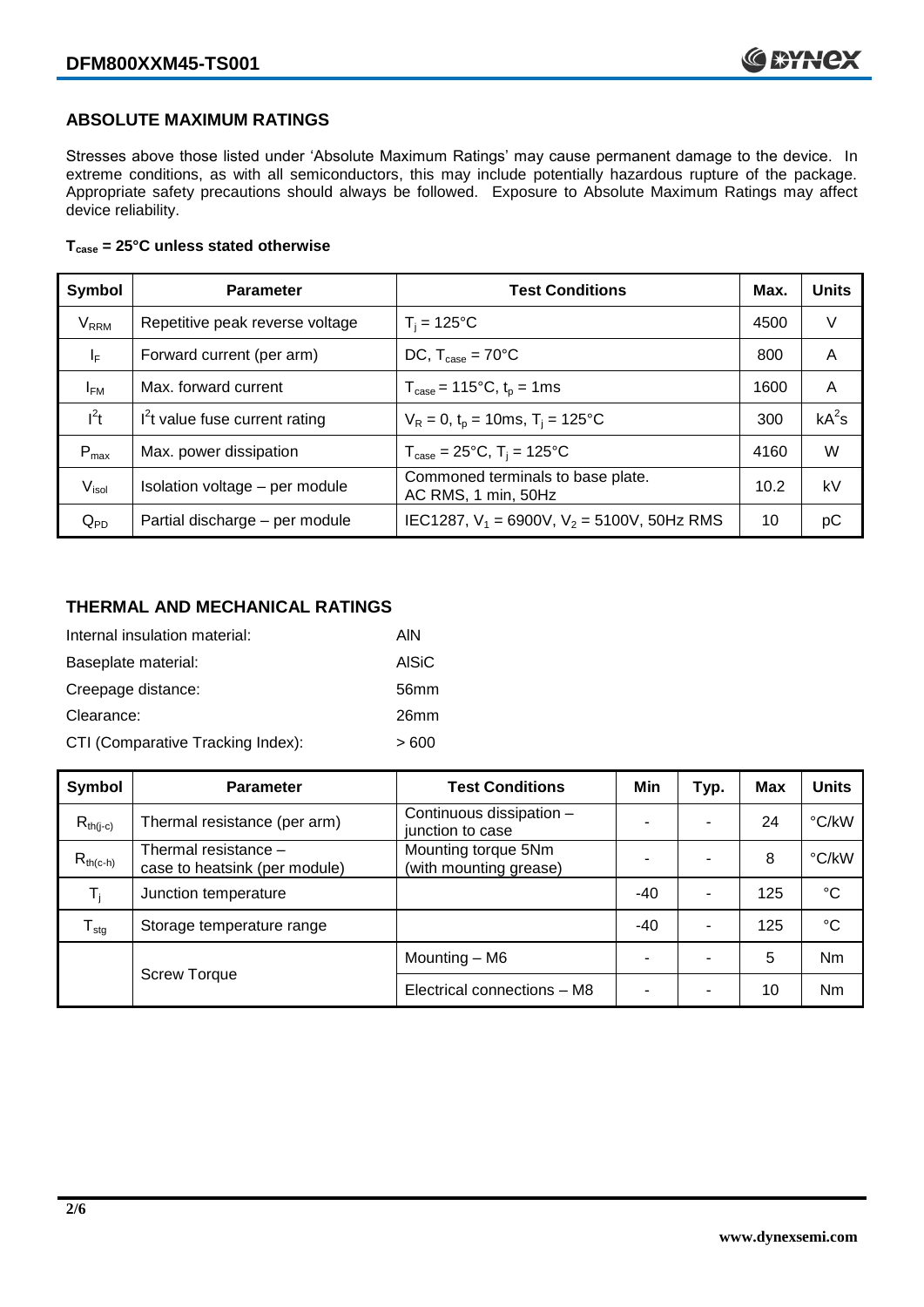## ABSOLUTE MAXIMUM RATINGS

Stresses above those listed under 'Absolute Maximum Ratings' may cause permanent damage to the device. In extreme conditions, as with all semiconductors, this may include potentially hazardous rupture of the package. Appropriate safety precautions should always be followed. Exposure to Absolute Maximum Ratings may affect device reliability.

**$T_{case}$ = 25°C unless stated otherwise**

| Symbol | Parameter | Test Conditions | Max. | Units |
|---|---|---|---|---|
| $V_{RRM}$ | Repetitive peak reverse voltage | $T_j$ = 125°C | 4500 | V |
| $I_F$ | Forward current (per arm) | DC, $T_{case}$ = 70°C | 800 | A |
| $I_{FM}$ | Max. forward current | $T_{case}$ = 115°C, $t_p$ = 1ms | 1600 | A |
| $I^2t$ | $I^2t$ value fuse current rating | $V_R$ = 0, $t_p$ = 10ms, $T_j$ = 125°C | 300 | $kA^2s$ |
| $P_{max}$ | Max. power dissipation | $T_{case}$ = 25°C, $T_j$ = 125°C | 4160 | W |
| $V_{isol}$ | Isolation voltage – per module | Commoned terminals to base plate. AC RMS, 1 min, 50Hz | 10.2 | kV |
| $Q_{PD}$ | Partial discharge – per module | IEC1287, $V_1$ = 6900V, $V_2$ = 5100V, 50Hz RMS | 10 | pC |

## THERMAL AND MECHANICAL RATINGS

Internal insulation material: AlN

Baseplate material: AlSiC

Creepage distance: 56mm

Clearance: 26mm

CTI (Comparative Tracking Index): > 600

| Symbol | Parameter | Test Conditions | Min | Typ. | Max | Units |
|---|---|---|---|---|---|---|
| $R_{th(j-c)}$ | Thermal resistance (per arm) | Continuous dissipation – junction to case | - | - | 24 | °C/kW |
| $R_{th(c-h)}$ | Thermal resistance – case to heatsink (per module) | Mounting torque 5Nm (with mounting grease) | - | - | 8 | °C/kW |
| $T_j$ | Junction temperature | | -40 | - | 125 | °C |
| $T_{stg}$ | Storage temperature range | | -40 | - | 125 | °C |
| | Screw Torque | Mounting – M6 | - | - | 5 | Nm |
| | | Electrical connections – M8 | - | - | 10 | Nm |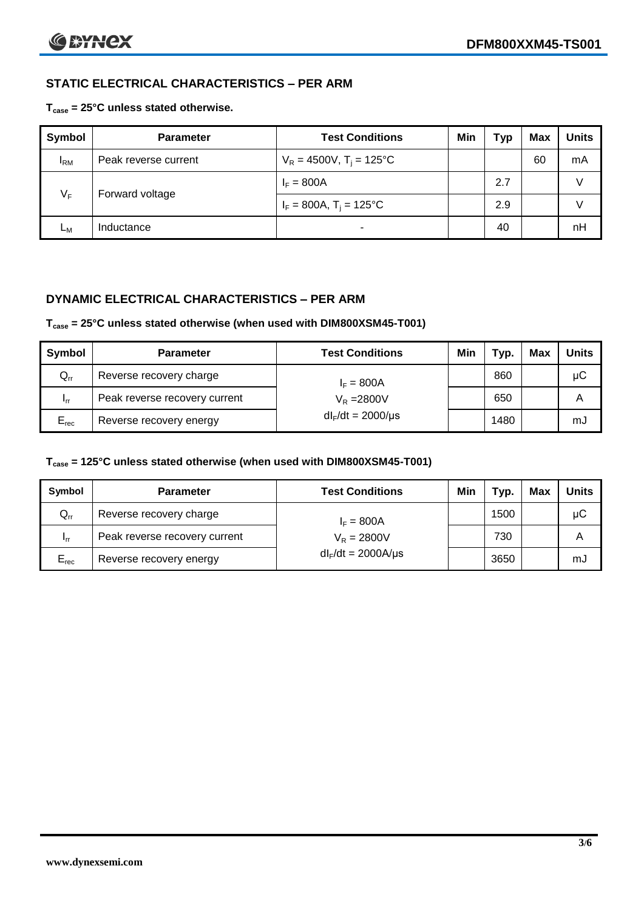## STATIC ELECTRICAL CHARACTERISTICS – PER ARM

**$T_{case}$ = 25°C unless stated otherwise.**

| Symbol | Parameter | Test Conditions | Min | Typ | Max | Units |
|---|---|---|---|---|---|---|
| $I_{RM}$ | Peak reverse current | $V_R$ = 4500V, $T_j$ = 125°C | | | 60 | mA |
| $V_F$ | Forward voltage | $I_F$ = 800A | | 2.7 | | V |
| | | $I_F$ = 800A, $T_j$ = 125°C | | 2.9 | | V |
| $L_M$ | Inductance | - | | 40 | | nH |

## DYNAMIC ELECTRICAL CHARACTERISTICS – PER ARM

**$T_{case}$ = 25°C unless stated otherwise (when used with DIM800XSM45-T001)**

| Symbol | Parameter | Test Conditions | Min | Typ. | Max | Units |
|---|---|---|---|---|---|---|
| $Q_{rr}$ | Reverse recovery charge | $I_F$ = 800A | | 860 | | μC |
| $I_{rr}$ | Peak reverse recovery current | $V_R$ =2800V | | 650 | | A |
| $E_{rec}$ | Reverse recovery energy | $dI_F/dt$ = 2000/μs | | 1480 | | mJ |

**$T_{case}$ = 125°C unless stated otherwise (when used with DIM800XSM45-T001)**

| Symbol | Parameter | Test Conditions | Min | Typ. | Max | Units |
|---|---|---|---|---|---|---|
| $Q_{rr}$ | Reverse recovery charge | $I_F$ = 800A | | 1500 | | μC |
| $I_{rr}$ | Peak reverse recovery current | $V_R$ = 2800V | | 730 | | A |
| $E_{rec}$ | Reverse recovery energy | $dI_F/dt$ = 2000A/μs | | 3650 | | mJ |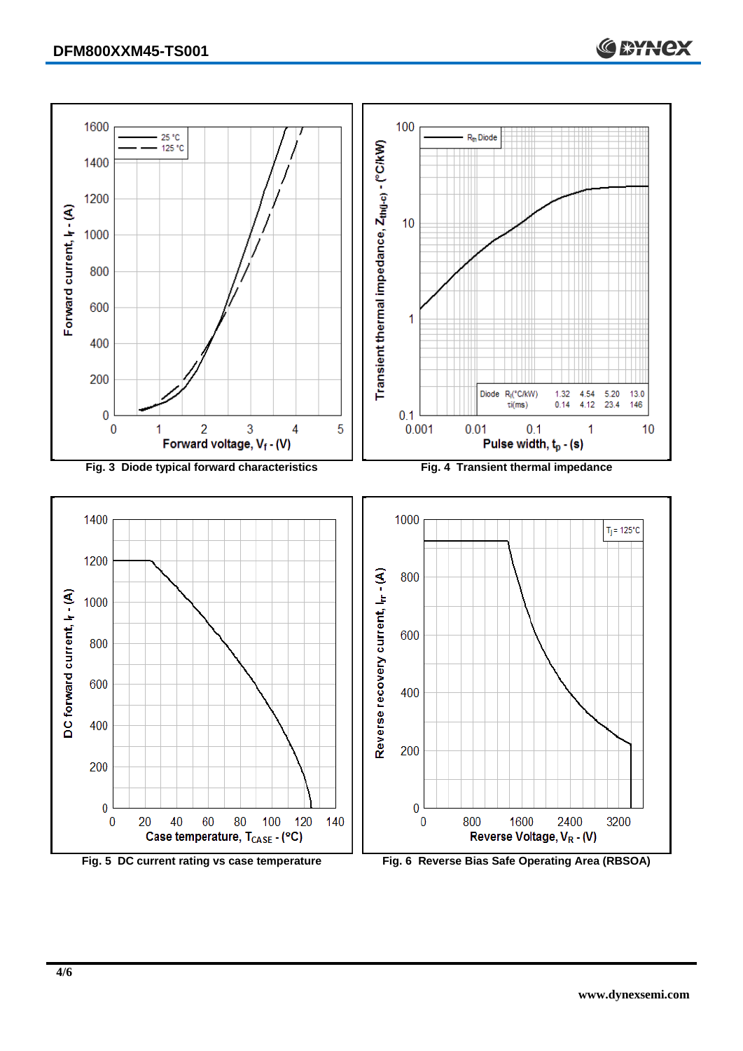Fig. 3 Diode typical forward characteristics

Fig. 4 Transient thermal impedance

| Diode | $R_i$(°C/kW) | 1.32 | 4.54 | 5.20 | 13.0 |
|---|---|---|---|---|---|
| | $\tau_i$(ms) | 0.14 | 4.12 | 23.4 | 146 |

Fig. 5 DC current rating vs case temperature

Fig. 6 Reverse Bias Safe Operating Area (RBSOA)

www.dynexsemi.com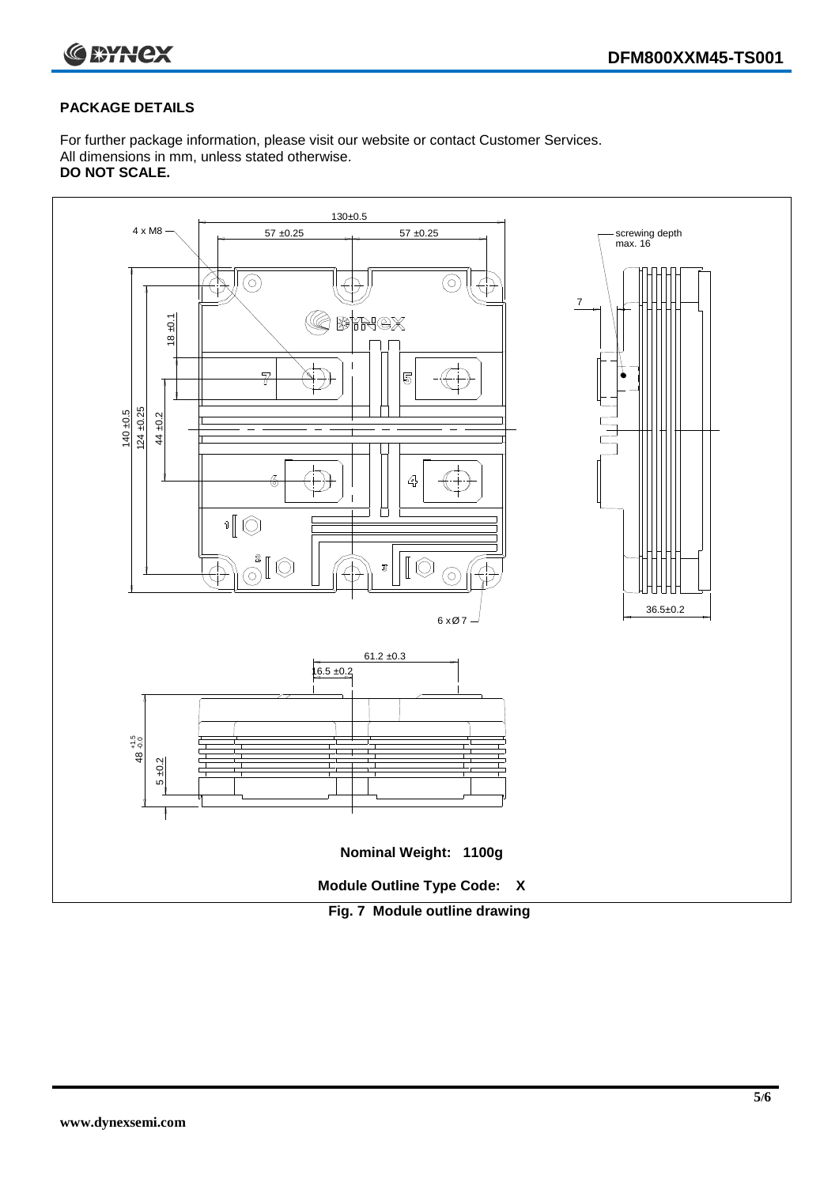## PACKAGE DETAILS

For further package information, please visit our website or contact Customer Services.
All dimensions in mm, unless stated otherwise.
**DO NOT SCALE.**

**Nominal Weight: 1100g**

**Module Outline Type Code: X**

**Fig. 7 Module outline drawing**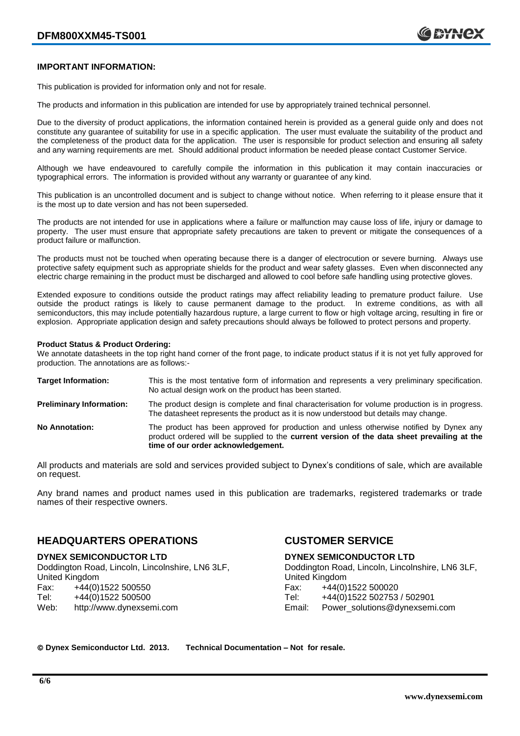**IMPORTANT INFORMATION:**

This publication is provided for information only and not for resale.

The products and information in this publication are intended for use by appropriately trained technical personnel.

Due to the diversity of product applications, the information contained herein is provided as a general guide only and does not constitute any guarantee of suitability for use in a specific application. The user must evaluate the suitability of the product and the completeness of the product data for the application. The user is responsible for product selection and ensuring all safety and any warning requirements are met. Should additional product information be needed please contact Customer Service.

Although we have endeavoured to carefully compile the information in this publication it may contain inaccuracies or typographical errors. The information is provided without any warranty or guarantee of any kind.

This publication is an uncontrolled document and is subject to change without notice. When referring to it please ensure that it is the most up to date version and has not been superseded.

The products are not intended for use in applications where a failure or malfunction may cause loss of life, injury or damage to property. The user must ensure that appropriate safety precautions are taken to prevent or mitigate the consequences of a product failure or malfunction.

The products must not be touched when operating because there is a danger of electrocution or severe burning. Always use protective safety equipment such as appropriate shields for the product and wear safety glasses. Even when disconnected any electric charge remaining in the product must be discharged and allowed to cool before safe handling using protective gloves.

Extended exposure to conditions outside the product ratings may affect reliability leading to premature product failure. Use outside the product ratings is likely to cause permanent damage to the product. In extreme conditions, as with all semiconductors, this may include potentially hazardous rupture, a large current to flow or high voltage arcing, resulting in fire or explosion. Appropriate application design and safety precautions should always be followed to protect persons and property.

**Product Status & Product Ordering:**

We annotate datasheets in the top right hand corner of the front page, to indicate product status if it is not yet fully approved for production. The annotations are as follows:-

| | |
|---|---|
| **Target Information:** | This is the most tentative form of information and represents a very preliminary specification. No actual design work on the product has been started. |
| **Preliminary Information:** | The product design is complete and final characterisation for volume production is in progress. The datasheet represents the product as it is now understood but details may change. |
| **No Annotation:** | The product has been approved for production and unless otherwise notified by Dynex any product ordered will be supplied to the **current version of the data sheet prevailing at the time of our order acknowledgement.** |

All products and materials are sold and services provided subject to Dynex's conditions of sale, which are available on request.

Any brand names and product names used in this publication are trademarks, registered trademarks or trade names of their respective owners.

## HEADQUARTERS OPERATIONS

**DYNEX SEMICONDUCTOR LTD**

Doddington Road, Lincoln, Lincolnshire, LN6 3LF, United Kingdom

Fax: +44(0)1522 500550
Tel: +44(0)1522 500500
Web: http://www.dynexsemi.com

## CUSTOMER SERVICE

**DYNEX SEMICONDUCTOR LTD**

Doddington Road, Lincoln, Lincolnshire, LN6 3LF, United Kingdom

Fax: +44(0)1522 500020
Tel: +44(0)1522 502753 / 502901
Email: Power_solutions@dynexsemi.com

**© Dynex Semiconductor Ltd. 2013. Technical Documentation – Not for resale.**